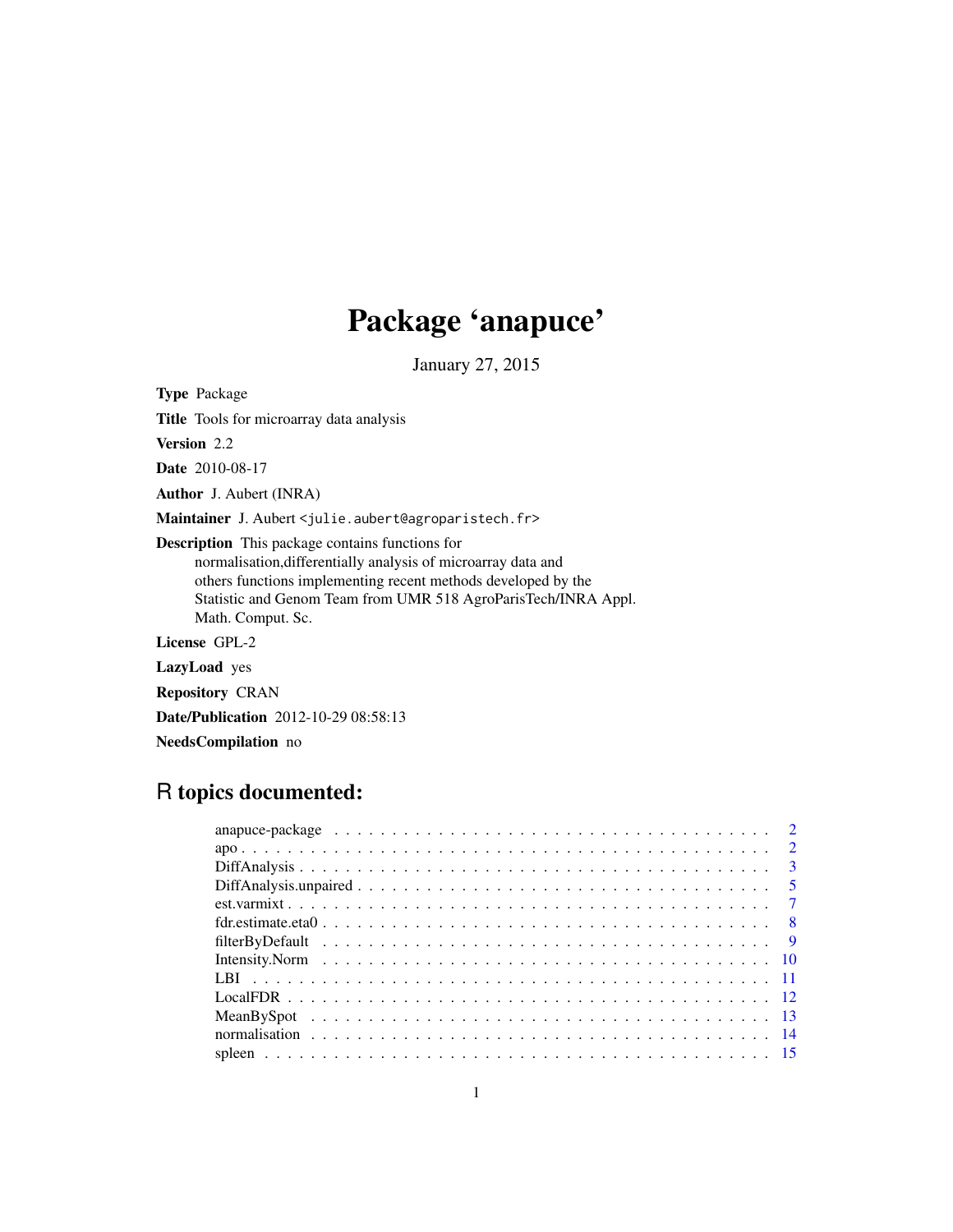# Package 'anapuce'

January 27, 2015

**Type** Package

**Title** Tools for microarray data analysis

**Version** 2.2

**Date** 2010-08-17

**Author** J. Aubert (INRA)

**Maintainer** J. Aubert <julie.aubert@agroparistech.fr>

**Description** This package contains functions for normalisation,differentially analysis of microarray data and others functions implementing recent methods developed by the Statistic and Genom Team from UMR 518 AgroParisTech/INRA Appl. Math. Comput. Sc.

**License** GPL-2

**LazyLoad** yes

**Repository** CRAN

**Date/Publication** 2012-10-29 08:58:13

**NeedsCompilation** no

## R topics documented:

- anapuce-package . . . . . . . . . . . . . . . . . . . . . . . . . . . . . . . . . . . . . 2
- apo . . . . . . . . . . . . . . . . . . . . . . . . . . . . . . . . . . . . . . . . . . . . . 2
- DiffAnalysis . . . . . . . . . . . . . . . . . . . . . . . . . . . . . . . . . . . . . . . . . 3
- DiffAnalysis.unpaired . . . . . . . . . . . . . . . . . . . . . . . . . . . . . . . . . . . 5
- est.varmixt . . . . . . . . . . . . . . . . . . . . . . . . . . . . . . . . . . . . . . . . . 7
- fdr.estimate.eta0 . . . . . . . . . . . . . . . . . . . . . . . . . . . . . . . . . . . . . 8
- filterByDefault . . . . . . . . . . . . . . . . . . . . . . . . . . . . . . . . . . . . . . 9
- Intensity.Norm . . . . . . . . . . . . . . . . . . . . . . . . . . . . . . . . . . . . . . 10
- LBI . . . . . . . . . . . . . . . . . . . . . . . . . . . . . . . . . . . . . . . . . . . . . 11
- LocalFDR . . . . . . . . . . . . . . . . . . . . . . . . . . . . . . . . . . . . . . . . . . 12
- MeanBySpot . . . . . . . . . . . . . . . . . . . . . . . . . . . . . . . . . . . . . . . . 13
- normalisation . . . . . . . . . . . . . . . . . . . . . . . . . . . . . . . . . . . . . . . 14
- spleen . . . . . . . . . . . . . . . . . . . . . . . . . . . . . . . . . . . . . . . . . . . 15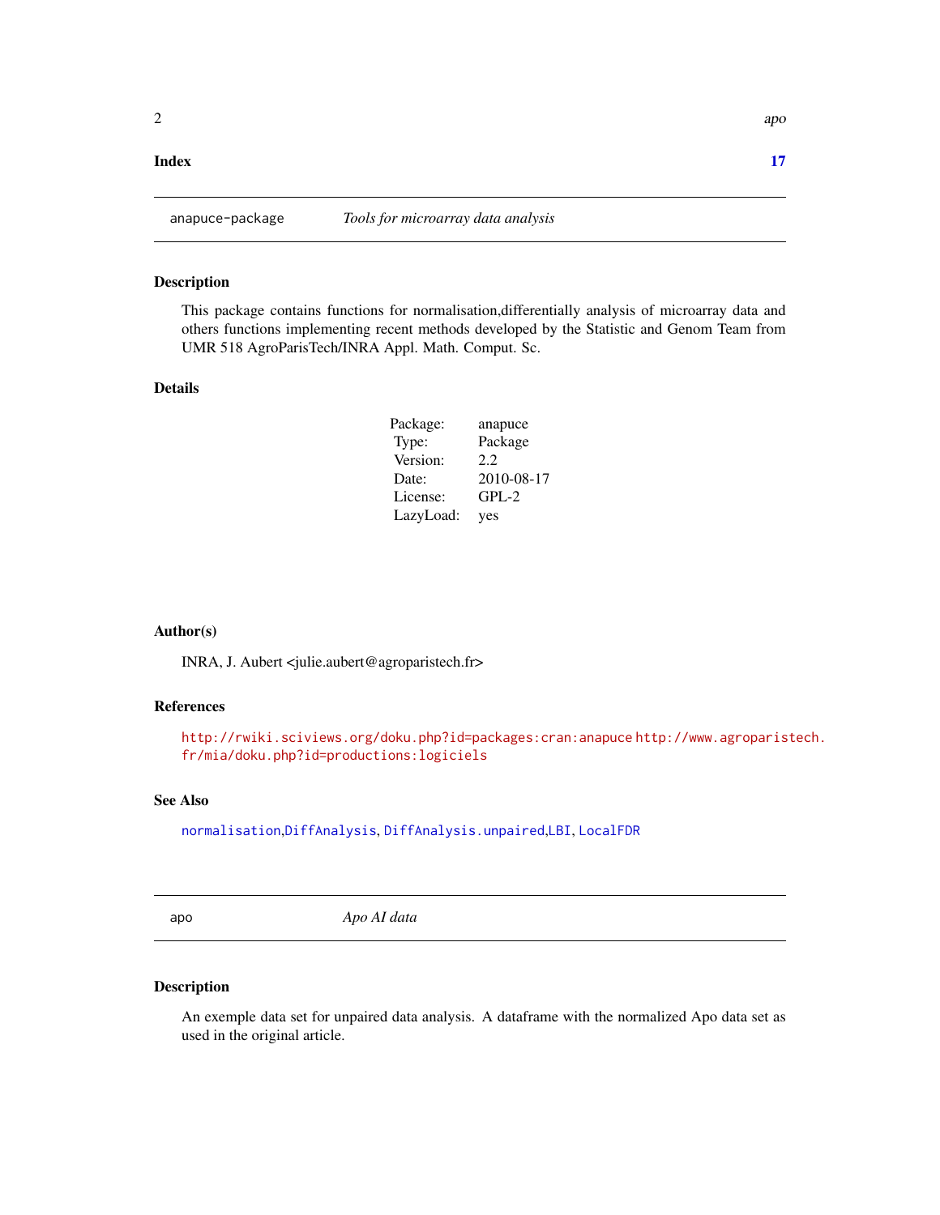**Index** **17**

---

## anapuce-package *Tools for microarray data analysis*

---

### Description

This package contains functions for normalisation,differentially analysis of microarray data and others functions implementing recent methods developed by the Statistic and Genom Team from UMR 518 AgroParisTech/INRA Appl. Math. Comput. Sc.

### Details

| | |
|---|---|
| Package: | anapuce |
| Type: | Package |
| Version: | 2.2 |
| Date: | 2010-08-17 |
| License: | GPL-2 |
| LazyLoad: | yes |

### Author(s)

INRA, J. Aubert <julie.aubert@agroparistech.fr>

### References

http://rwiki.sciviews.org/doku.php?id=packages:cran:anapuce http://www.agroparistech.fr/mia/doku.php?id=productions:logiciels

### See Also

normalisation,DiffAnalysis, DiffAnalysis.unpaired,LBI, LocalFDR

---

## apo *Apo AI data*

---

### Description

An exemple data set for unpaired data analysis. A dataframe with the normalized Apo data set as used in the original article.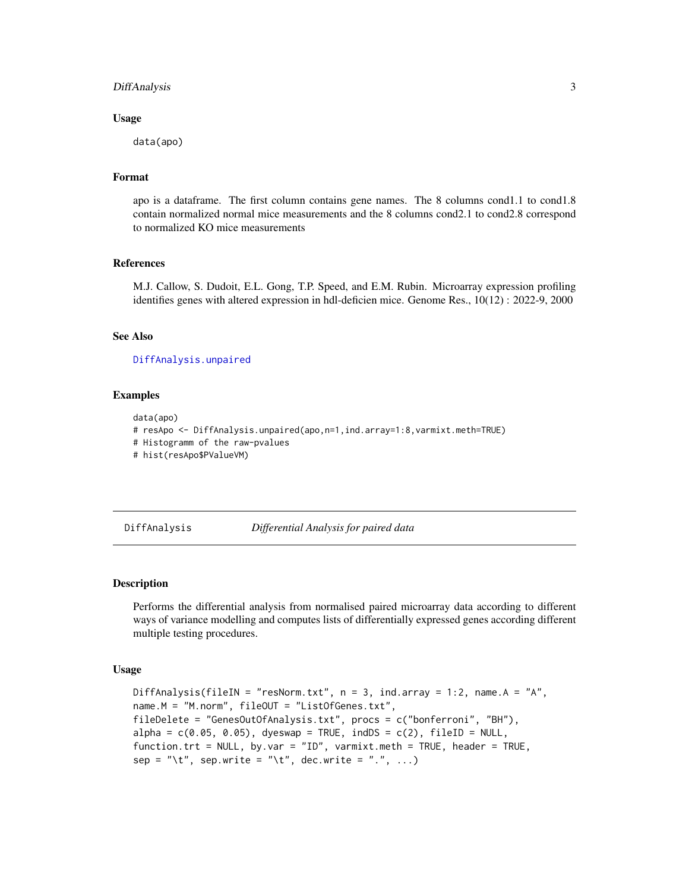### Usage

```
data(apo)
```

### Format

apo is a dataframe. The first column contains gene names. The 8 columns cond1.1 to cond1.8 contain normalized normal mice measurements and the 8 columns cond2.1 to cond2.8 correspond to normalized KO mice measurements

### References

M.J. Callow, S. Dudoit, E.L. Gong, T.P. Speed, and E.M. Rubin. Microarray expression profiling identifies genes with altered expression in hdl-deficien mice. Genome Res., 10(12) : 2022-9, 2000

### See Also

DiffAnalysis.unpaired

### Examples

```
data(apo)
# resApo <- DiffAnalysis.unpaired(apo,n=1,ind.array=1:8,varmixt.meth=TRUE)
# Histogramm of the raw-pvalues
# hist(resApo$PValueVM)
```

---

## DiffAnalysis *Differential Analysis for paired data*

---

### Description

Performs the differential analysis from normalised paired microarray data according to different ways of variance modelling and computes lists of differentially expressed genes according different multiple testing procedures.

### Usage

```
DiffAnalysis(fileIN = "resNorm.txt", n = 3, ind.array = 1:2, name.A = "A",
name.M = "M.norm", fileOUT = "ListOfGenes.txt",
fileDelete = "GenesOutOfAnalysis.txt", procs = c("bonferroni", "BH"),
alpha = c(0.05, 0.05), dyeswap = TRUE, indDS = c(2), fileID = NULL,
function.trt = NULL, by.var = "ID", varmixt.meth = TRUE, header = TRUE,
sep = "\t", sep.write = "\t", dec.write = ".", ...)
```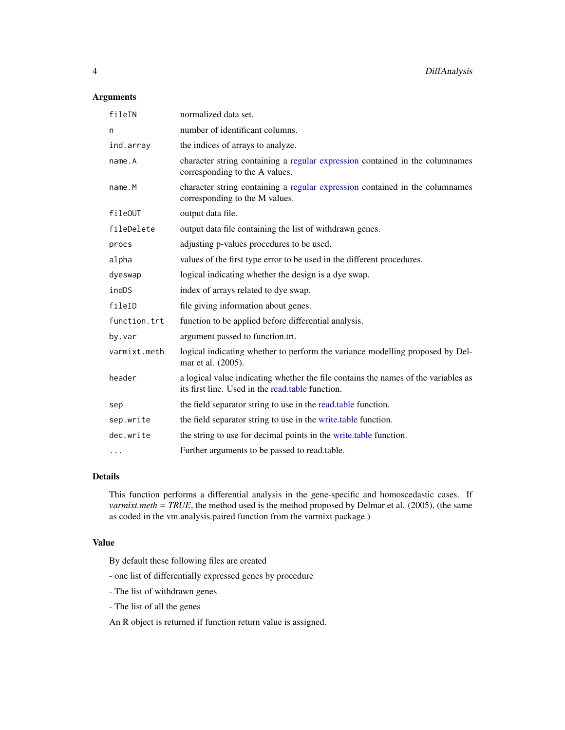## Arguments

| | |
|---|---|
| `fileIN` | normalized data set. |
| `n` | number of identificant columns. |
| `ind.array` | the indices of arrays to analyze. |
| `name.A` | character string containing a regular expression contained in the columnames corresponding to the A values. |
| `name.M` | character string containing a regular expression contained in the columnames corresponding to the M values. |
| `fileOUT` | output data file. |
| `fileDelete` | output data file containing the list of withdrawn genes. |
| `procs` | adjusting p-values procedures to be used. |
| `alpha` | values of the first type error to be used in the different procedures. |
| `dyeswap` | logical indicating whether the design is a dye swap. |
| `indDS` | index of arrays related to dye swap. |
| `fileID` | file giving information about genes. |
| `function.trt` | function to be applied before differential analysis. |
| `by.var` | argument passed to function.trt. |
| `varmixt.meth` | logical indicating whether to perform the variance modelling proposed by Delmar et al. (2005). |
| `header` | a logical value indicating whether the file contains the names of the variables as its first line. Used in the read.table function. |
| `sep` | the field separator string to use in the read.table function. |
| `sep.write` | the field separator string to use in the write.table function. |
| `dec.write` | the string to use for decimal points in the write.table function. |
| `...` | Further arguments to be passed to read.table. |

## Details

This function performs a differential analysis in the gene-specific and homoscedastic cases. If *varmixt.meth = TRUE*, the method used is the method proposed by Delmar et al. (2005), (the same as coded in the vm.analysis.paired function from the varmixt package.)

## Value

By default these following files are created

- one list of differentially expressed genes by procedure

- The list of withdrawn genes

- The list of all the genes

An R object is returned if function return value is assigned.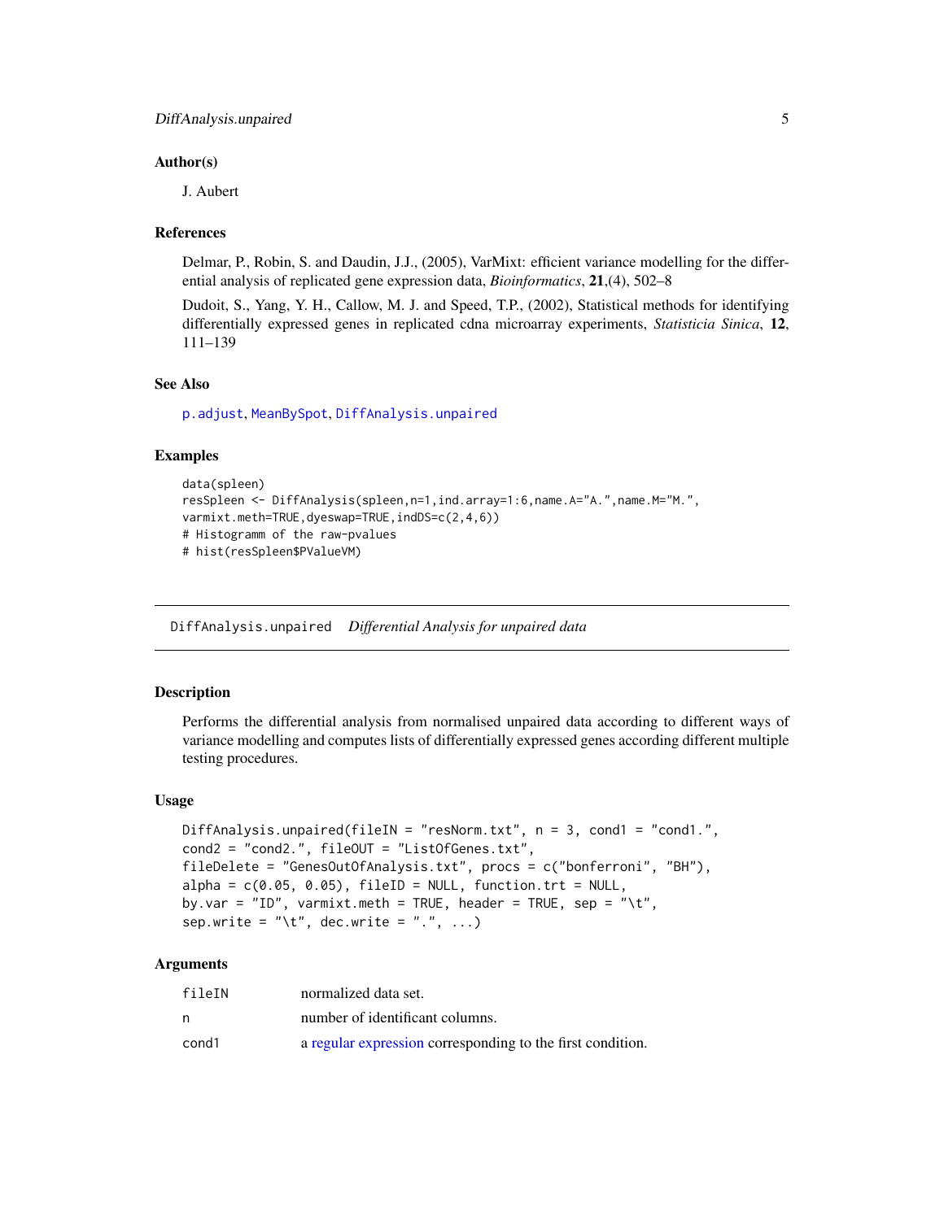### Author(s)

J. Aubert

### References

Delmar, P., Robin, S. and Daudin, J.J., (2005), VarMixt: efficient variance modelling for the differential analysis of replicated gene expression data, *Bioinformatics*, **21**,(4), 502–8

Dudoit, S., Yang, Y. H., Callow, M. J. and Speed, T.P., (2002), Statistical methods for identifying differentially expressed genes in replicated cdna microarray experiments, *Statisticia Sinica*, **12**, 111–139

### See Also

`p.adjust`, `MeanBySpot`, `DiffAnalysis.unpaired`

### Examples

```
data(spleen)
resSpleen <- DiffAnalysis(spleen,n=1,ind.array=1:6,name.A="A.",name.M="M.",
varmixt.meth=TRUE,dyeswap=TRUE,indDS=c(2,4,6))
# Histogramm of the raw-pvalues
# hist(resSpleen$PValueVM)
```

---

## DiffAnalysis.unpaired    *Differential Analysis for unpaired data*

### Description

Performs the differential analysis from normalised unpaired data according to different ways of variance modelling and computes lists of differentially expressed genes according different multiple testing procedures.

### Usage

```
DiffAnalysis.unpaired(fileIN = "resNorm.txt", n = 3, cond1 = "cond1.",
cond2 = "cond2.", fileOUT = "ListOfGenes.txt",
fileDelete = "GenesOutOfAnalysis.txt", procs = c("bonferroni", "BH"),
alpha = c(0.05, 0.05), fileID = NULL, function.trt = NULL,
by.var = "ID", varmixt.meth = TRUE, header = TRUE, sep = "\t",
sep.write = "\t", dec.write = ".", ...)
```

### Arguments

| | |
|---|---|
| `fileIN` | normalized data set. |
| `n` | number of identificant columns. |
| `cond1` | a regular expression corresponding to the first condition. |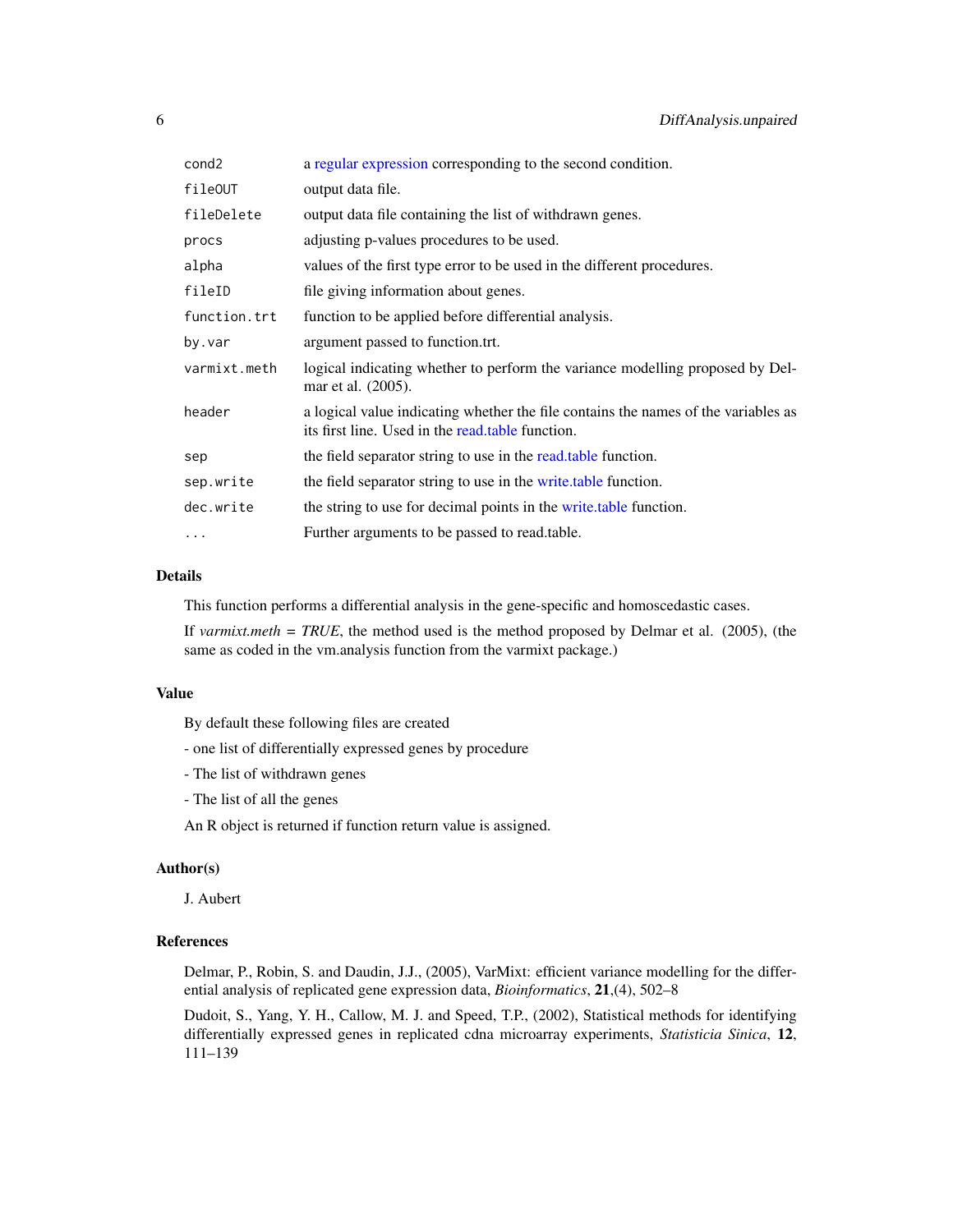| | |
|---|---|
| `cond2` | a regular expression corresponding to the second condition. |
| `fileOUT` | output data file. |
| `fileDelete` | output data file containing the list of withdrawn genes. |
| `procs` | adjusting p-values procedures to be used. |
| `alpha` | values of the first type error to be used in the different procedures. |
| `fileID` | file giving information about genes. |
| `function.trt` | function to be applied before differential analysis. |
| `by.var` | argument passed to function.trt. |
| `varmixt.meth` | logical indicating whether to perform the variance modelling proposed by Delmar et al. (2005). |
| `header` | a logical value indicating whether the file contains the names of the variables as its first line. Used in the read.table function. |
| `sep` | the field separator string to use in the read.table function. |
| `sep.write` | the field separator string to use in the write.table function. |
| `dec.write` | the string to use for decimal points in the write.table function. |
| `...` | Further arguments to be passed to read.table. |

## Details

This function performs a differential analysis in the gene-specific and homoscedastic cases.

If *varmixt.meth = TRUE*, the method used is the method proposed by Delmar et al. (2005), (the same as coded in the vm.analysis function from the varmixt package.)

## Value

By default these following files are created

- one list of differentially expressed genes by procedure

- The list of withdrawn genes

- The list of all the genes

An R object is returned if function return value is assigned.

## Author(s)

J. Aubert

## References

Delmar, P., Robin, S. and Daudin, J.J., (2005), VarMixt: efficient variance modelling for the differential analysis of replicated gene expression data, *Bioinformatics*, **21**,(4), 502–8

Dudoit, S., Yang, Y. H., Callow, M. J. and Speed, T.P., (2002), Statistical methods for identifying differentially expressed genes in replicated cdna microarray experiments, *Statisticia Sinica*, **12**, 111–139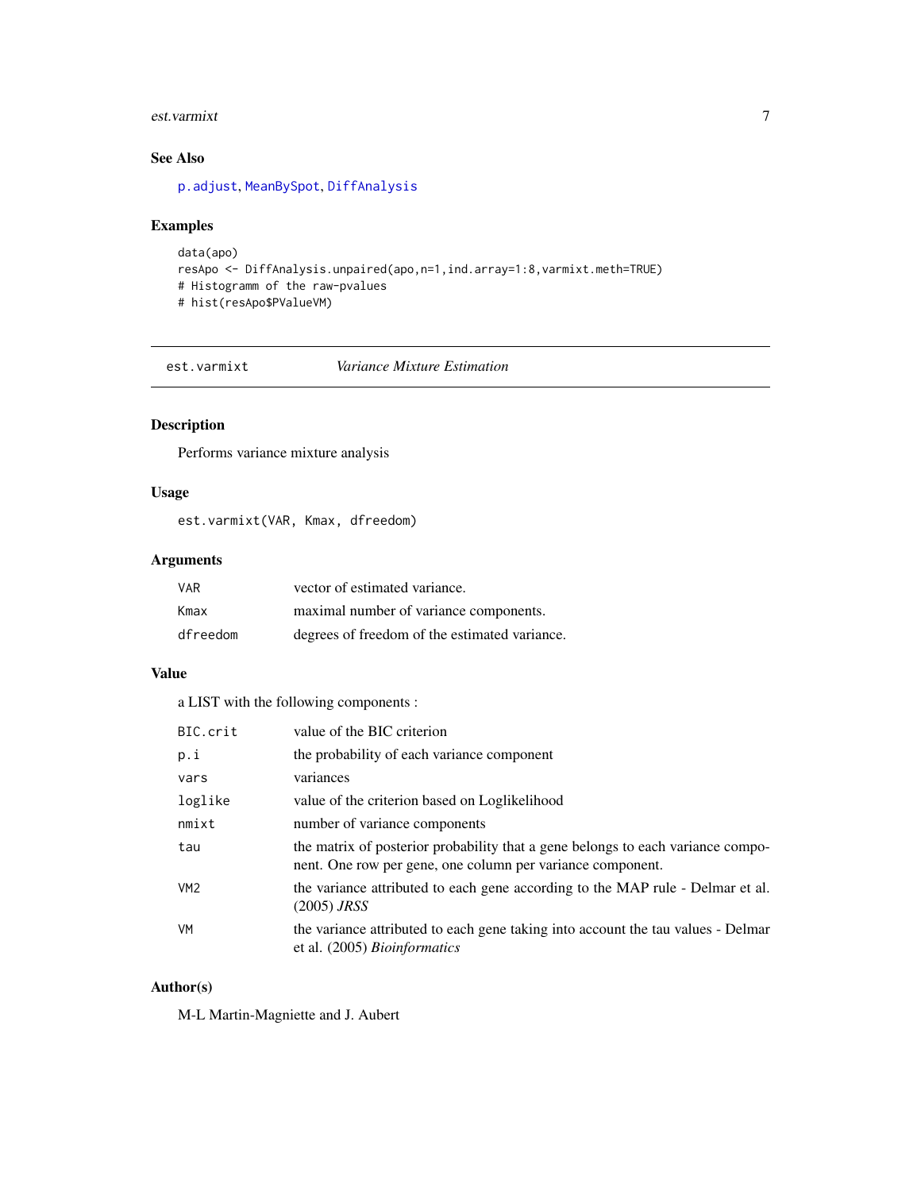## See Also

p.adjust, MeanBySpot, DiffAnalysis

## Examples

```
data(apo)
resApo <- DiffAnalysis.unpaired(apo,n=1,ind.array=1:8,varmixt.meth=TRUE)
# Histogramm of the raw-pvalues
# hist(resApo$PValueVM)
```

---

# est.varmixt — *Variance Mixture Estimation*

## Description

Performs variance mixture analysis

## Usage

```
est.varmixt(VAR, Kmax, dfreedom)
```

## Arguments

| | |
|---|---|
| VAR | vector of estimated variance. |
| Kmax | maximal number of variance components. |
| dfreedom | degrees of freedom of the estimated variance. |

## Value

a LIST with the following components :

| | |
|---|---|
| BIC.crit | value of the BIC criterion |
| p.i | the probability of each variance component |
| vars | variances |
| loglike | value of the criterion based on Loglikelihood |
| nmixt | number of variance components |
| tau | the matrix of posterior probability that a gene belongs to each variance component. One row per gene, one column per variance component. |
| VM2 | the variance attributed to each gene according to the MAP rule - Delmar et al. (2005) *JRSS* |
| VM | the variance attributed to each gene taking into account the tau values - Delmar et al. (2005) *Bioinformatics* |

## Author(s)

M-L Martin-Magniette and J. Aubert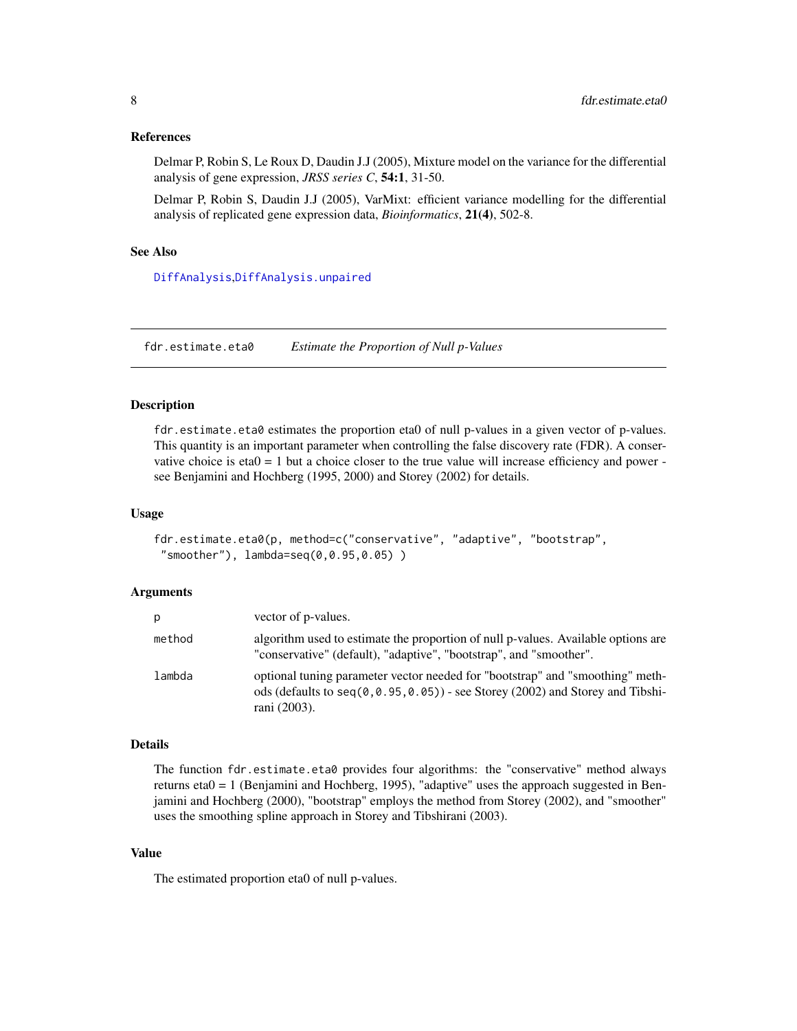### References

Delmar P, Robin S, Le Roux D, Daudin J.J (2005), Mixture model on the variance for the differential analysis of gene expression, *JRSS series C*, **54:1**, 31-50.

Delmar P, Robin S, Daudin J.J (2005), VarMixt: efficient variance modelling for the differential analysis of replicated gene expression data, *Bioinformatics*, **21(4)**, 502-8.

### See Also

DiffAnalysis,DiffAnalysis.unpaired

---

## fdr.estimate.eta0 — *Estimate the Proportion of Null p-Values*

### Description

fdr.estimate.eta0 estimates the proportion eta0 of null p-values in a given vector of p-values. This quantity is an important parameter when controlling the false discovery rate (FDR). A conservative choice is eta0 = 1 but a choice closer to the true value will increase efficiency and power - see Benjamini and Hochberg (1995, 2000) and Storey (2002) for details.

### Usage

```
fdr.estimate.eta0(p, method=c("conservative", "adaptive", "bootstrap",
 "smoother"), lambda=seq(0,0.95,0.05) )
```

### Arguments

| | |
|---|---|
| p | vector of p-values. |
| method | algorithm used to estimate the proportion of null p-values. Available options are "conservative" (default), "adaptive", "bootstrap", and "smoother". |
| lambda | optional tuning parameter vector needed for "bootstrap" and "smoothing" methods (defaults to `seq(0,0.95,0.05)`) - see Storey (2002) and Storey and Tibshirani (2003). |

### Details

The function fdr.estimate.eta0 provides four algorithms: the "conservative" method always returns eta0 = 1 (Benjamini and Hochberg, 1995), "adaptive" uses the approach suggested in Benjamini and Hochberg (2000), "bootstrap" employs the method from Storey (2002), and "smoother" uses the smoothing spline approach in Storey and Tibshirani (2003).

### Value

The estimated proportion eta0 of null p-values.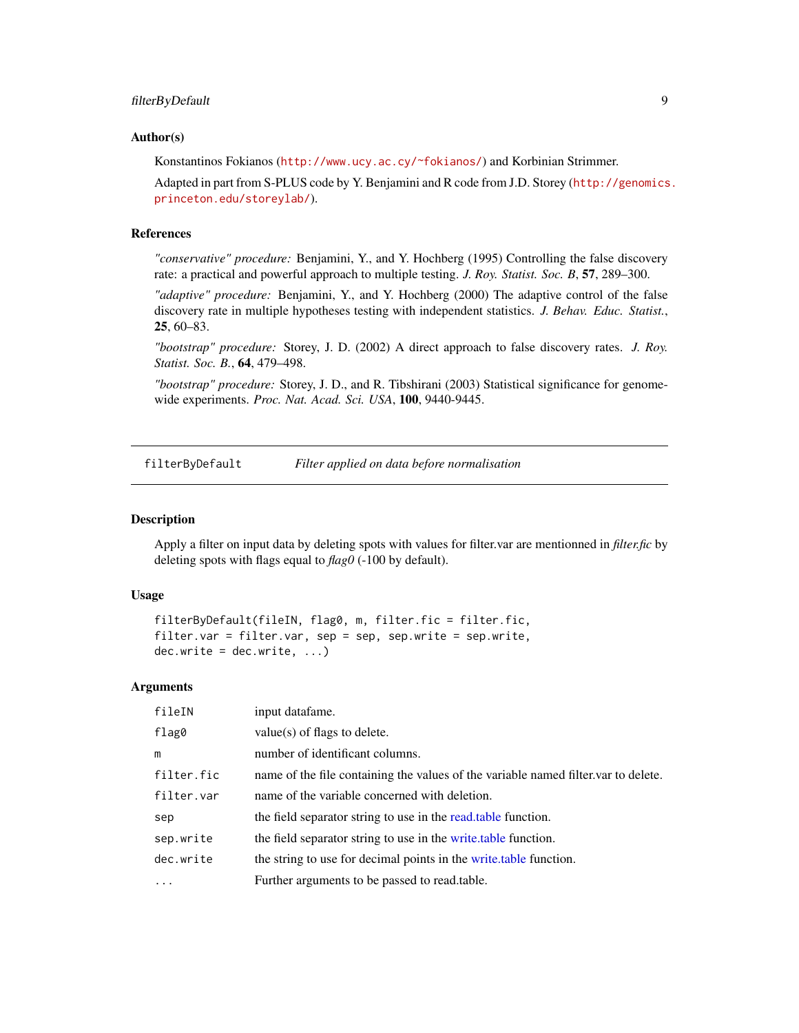## Author(s)

Konstantinos Fokianos (http://www.ucy.ac.cy/~fokianos/) and Korbinian Strimmer.

Adapted in part from S-PLUS code by Y. Benjamini and R code from J.D. Storey (http://genomics.princeton.edu/storeylab/).

## References

*"conservative" procedure:* Benjamini, Y., and Y. Hochberg (1995) Controlling the false discovery rate: a practical and powerful approach to multiple testing. *J. Roy. Statist. Soc. B*, **57**, 289–300.

*"adaptive" procedure:* Benjamini, Y., and Y. Hochberg (2000) The adaptive control of the false discovery rate in multiple hypotheses testing with independent statistics. *J. Behav. Educ. Statist.*, **25**, 60–83.

*"bootstrap" procedure:* Storey, J. D. (2002) A direct approach to false discovery rates. *J. Roy. Statist. Soc. B.*, **64**, 479–498.

*"bootstrap" procedure:* Storey, J. D., and R. Tibshirani (2003) Statistical significance for genome-wide experiments. *Proc. Nat. Acad. Sci. USA*, **100**, 9440-9445.

---

# filterByDefault — *Filter applied on data before normalisation*

## Description

Apply a filter on input data by deleting spots with values for filter.var are mentionned in *filter.fic* by deleting spots with flags equal to *flag0* (-100 by default).

## Usage

```
filterByDefault(fileIN, flag0, m, filter.fic = filter.fic,
filter.var = filter.var, sep = sep, sep.write = sep.write,
dec.write = dec.write, ...)
```

## Arguments

| | |
|---|---|
| `fileIN` | input datafame. |
| `flag0` | value(s) of flags to delete. |
| `m` | number of identificant columns. |
| `filter.fic` | name of the file containing the values of the variable named filter.var to delete. |
| `filter.var` | name of the variable concerned with deletion. |
| `sep` | the field separator string to use in the read.table function. |
| `sep.write` | the field separator string to use in the write.table function. |
| `dec.write` | the string to use for decimal points in the write.table function. |
| `...` | Further arguments to be passed to read.table. |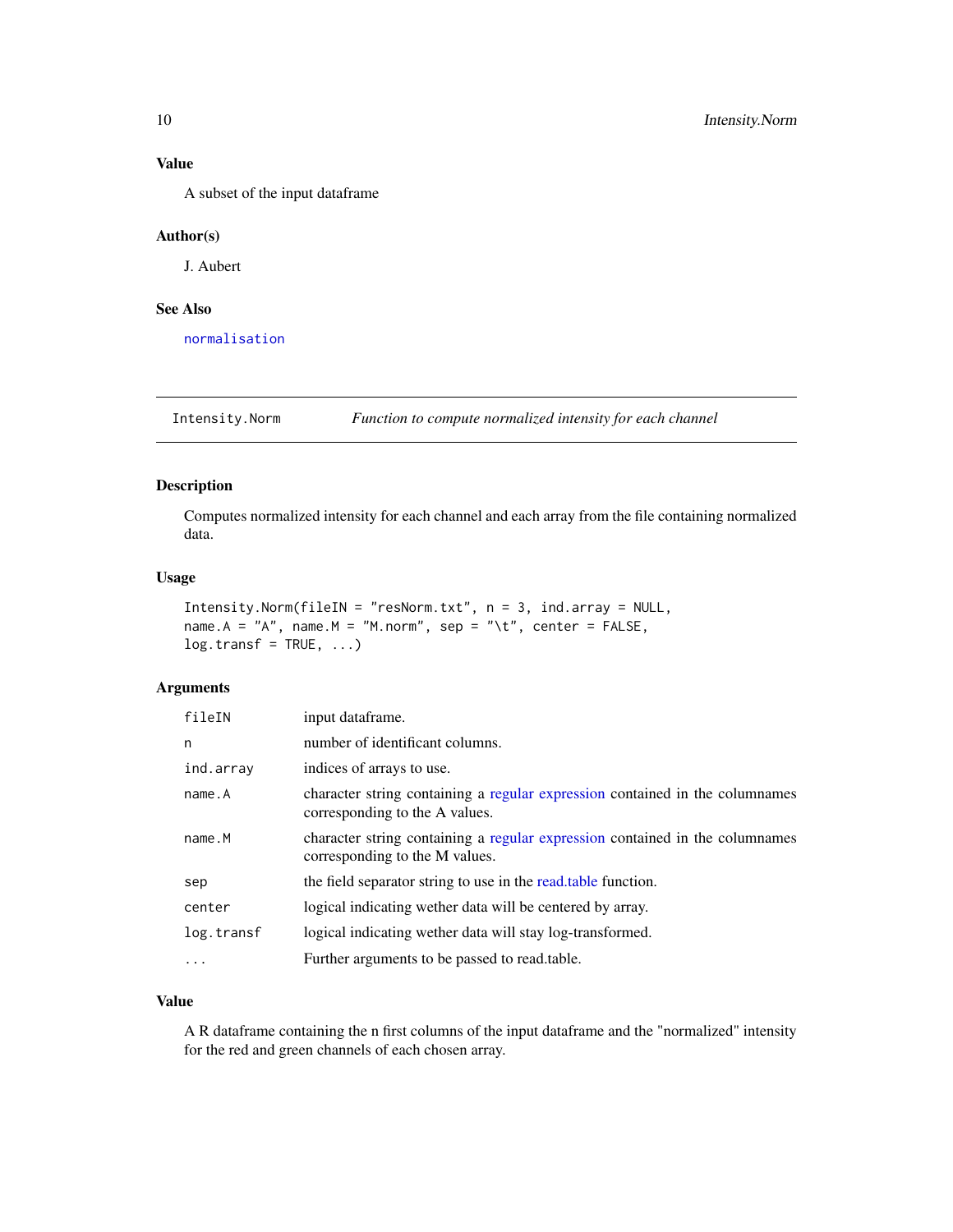### Value

A subset of the input dataframe

### Author(s)

J. Aubert

### See Also

normalisation

---

## Intensity.Norm — *Function to compute normalized intensity for each channel*

### Description

Computes normalized intensity for each channel and each array from the file containing normalized data.

### Usage

```
Intensity.Norm(fileIN = "resNorm.txt", n = 3, ind.array = NULL,
name.A = "A", name.M = "M.norm", sep = "\t", center = FALSE,
log.transf = TRUE, ...)
```

### Arguments

| | |
|---|---|
| `fileIN` | input dataframe. |
| `n` | number of identificant columns. |
| `ind.array` | indices of arrays to use. |
| `name.A` | character string containing a regular expression contained in the columnames corresponding to the A values. |
| `name.M` | character string containing a regular expression contained in the columnames corresponding to the M values. |
| `sep` | the field separator string to use in the read.table function. |
| `center` | logical indicating wether data will be centered by array. |
| `log.transf` | logical indicating wether data will stay log-transformed. |
| `...` | Further arguments to be passed to read.table. |

### Value

A R dataframe containing the n first columns of the input dataframe and the "normalized" intensity for the red and green channels of each chosen array.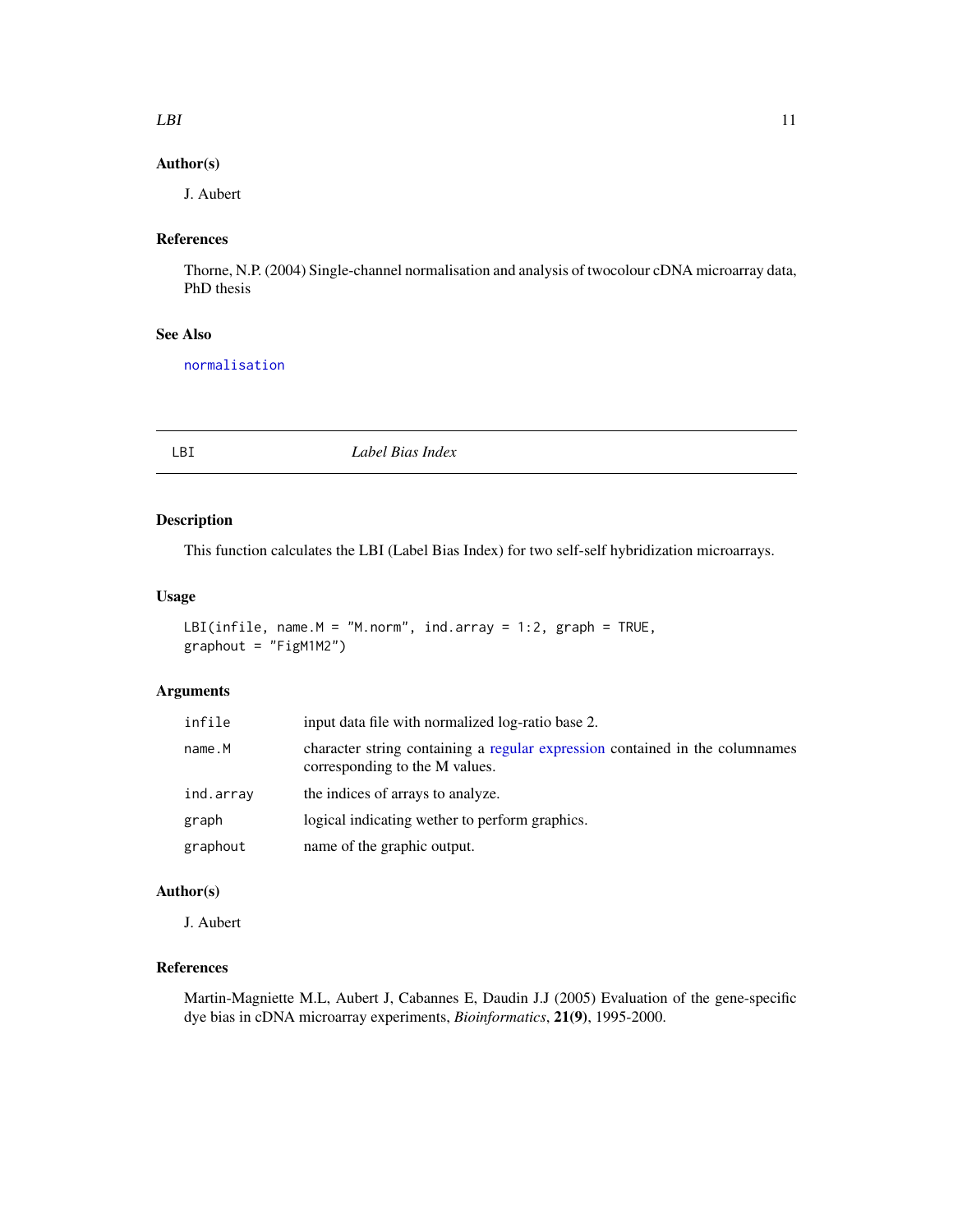## Author(s)

J. Aubert

## References

Thorne, N.P. (2004) Single-channel normalisation and analysis of twocolour cDNA microarray data, PhD thesis

## See Also

normalisation

---

# LBI — *Label Bias Index*

## Description

This function calculates the LBI (Label Bias Index) for two self-self hybridization microarrays.

## Usage

```
LBI(infile, name.M = "M.norm", ind.array = 1:2, graph = TRUE,
graphout = "FigM1M2")
```

## Arguments

| | |
|---|---|
| infile | input data file with normalized log-ratio base 2. |
| name.M | character string containing a regular expression contained in the columnames corresponding to the M values. |
| ind.array | the indices of arrays to analyze. |
| graph | logical indicating wether to perform graphics. |
| graphout | name of the graphic output. |

## Author(s)

J. Aubert

## References

Martin-Magniette M.L, Aubert J, Cabannes E, Daudin J.J (2005) Evaluation of the gene-specific dye bias in cDNA microarray experiments, *Bioinformatics*, **21(9)**, 1995-2000.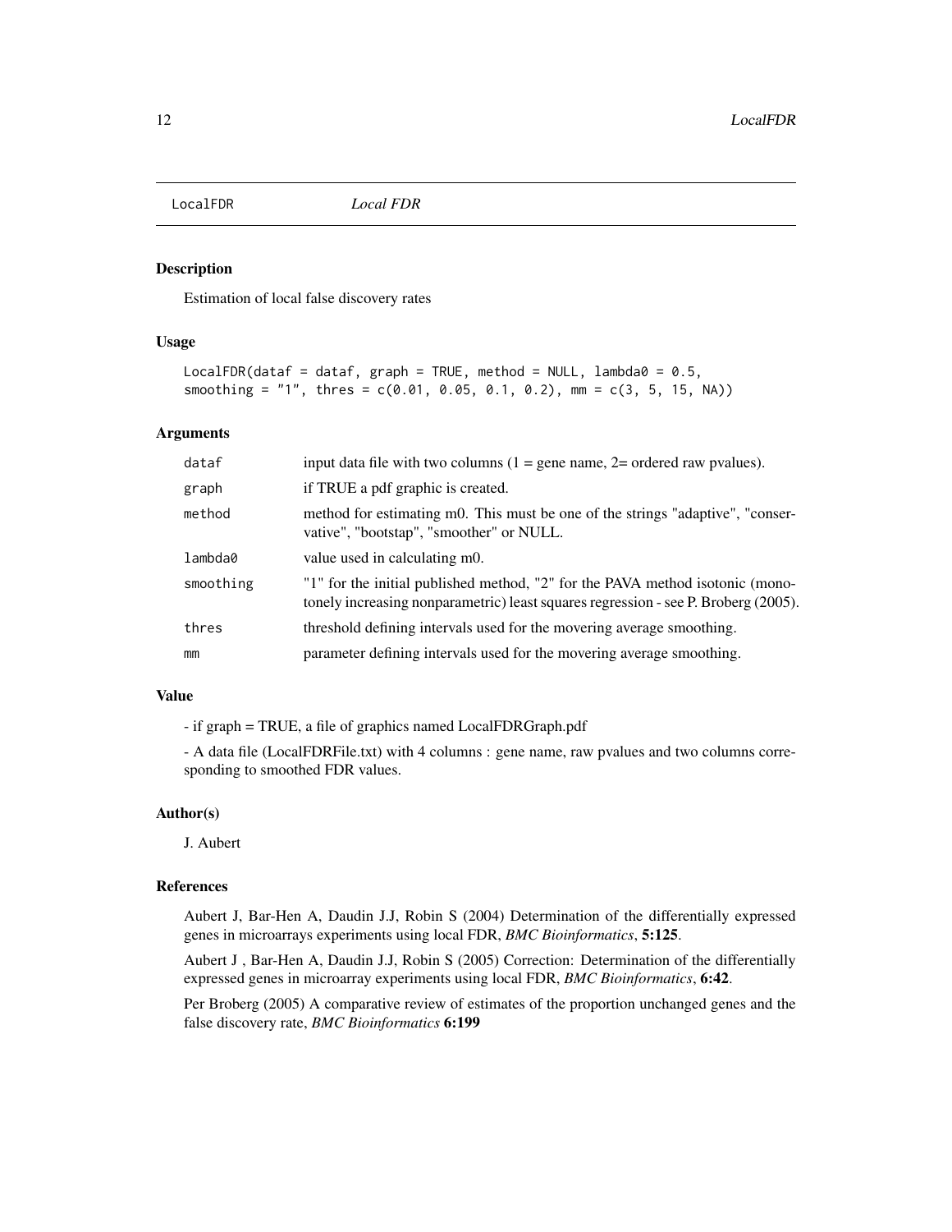LocalFDR *Local FDR*

## Description

Estimation of local false discovery rates

## Usage

```
LocalFDR(dataf = dataf, graph = TRUE, method = NULL, lambda0 = 0.5,
smoothing = "1", thres = c(0.01, 0.05, 0.1, 0.2), mm = c(3, 5, 15, NA))
```

## Arguments

| | |
|---|---|
| dataf | input data file with two columns (1 = gene name, 2= ordered raw pvalues). |
| graph | if TRUE a pdf graphic is created. |
| method | method for estimating m0. This must be one of the strings "adaptive", "conservative", "bootstap", "smoother" or NULL. |
| lambda0 | value used in calculating m0. |
| smoothing | "1" for the initial published method, "2" for the PAVA method isotonic (monotonely increasing nonparametric) least squares regression - see P. Broberg (2005). |
| thres | threshold defining intervals used for the movering average smoothing. |
| mm | parameter defining intervals used for the movering average smoothing. |

## Value

- if graph = TRUE, a file of graphics named LocalFDRGraph.pdf

- A data file (LocalFDRFile.txt) with 4 columns : gene name, raw pvalues and two columns corresponding to smoothed FDR values.

## Author(s)

J. Aubert

## References

Aubert J, Bar-Hen A, Daudin J.J, Robin S (2004) Determination of the differentially expressed genes in microarrays experiments using local FDR, *BMC Bioinformatics*, **5:125**.

Aubert J , Bar-Hen A, Daudin J.J, Robin S (2005) Correction: Determination of the differentially expressed genes in microarray experiments using local FDR, *BMC Bioinformatics*, **6:42**.

Per Broberg (2005) A comparative review of estimates of the proportion unchanged genes and the false discovery rate, *BMC Bioinformatics* **6:199**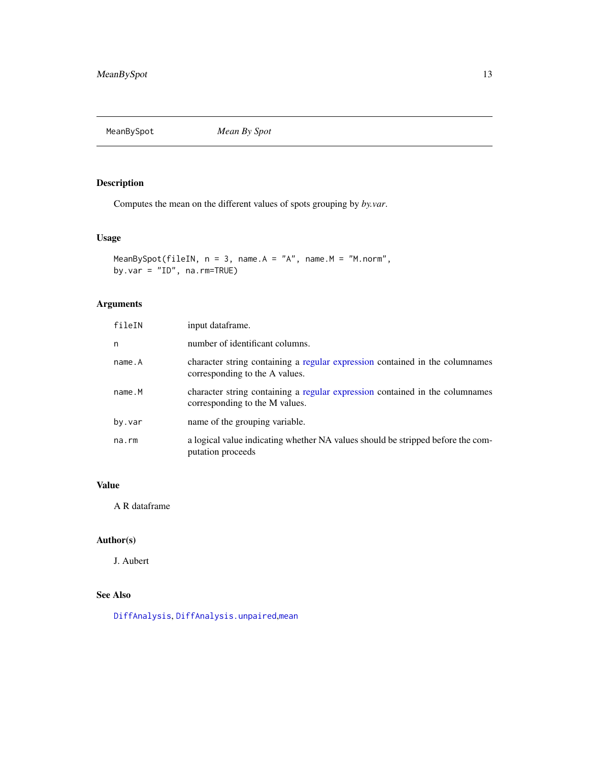## MeanBySpot *Mean By Spot*

### Description

Computes the mean on the different values of spots grouping by *by.var*.

### Usage

```
MeanBySpot(fileIN, n = 3, name.A = "A", name.M = "M.norm",
by.var = "ID", na.rm=TRUE)
```

### Arguments

| | |
|---|---|
| fileIN | input dataframe. |
| n | number of identificant columns. |
| name.A | character string containing a regular expression contained in the columnames corresponding to the A values. |
| name.M | character string containing a regular expression contained in the columnames corresponding to the M values. |
| by.var | name of the grouping variable. |
| na.rm | a logical value indicating whether NA values should be stripped before the computation proceeds |

### Value

A R dataframe

### Author(s)

J. Aubert

### See Also

DiffAnalysis, DiffAnalysis.unpaired,mean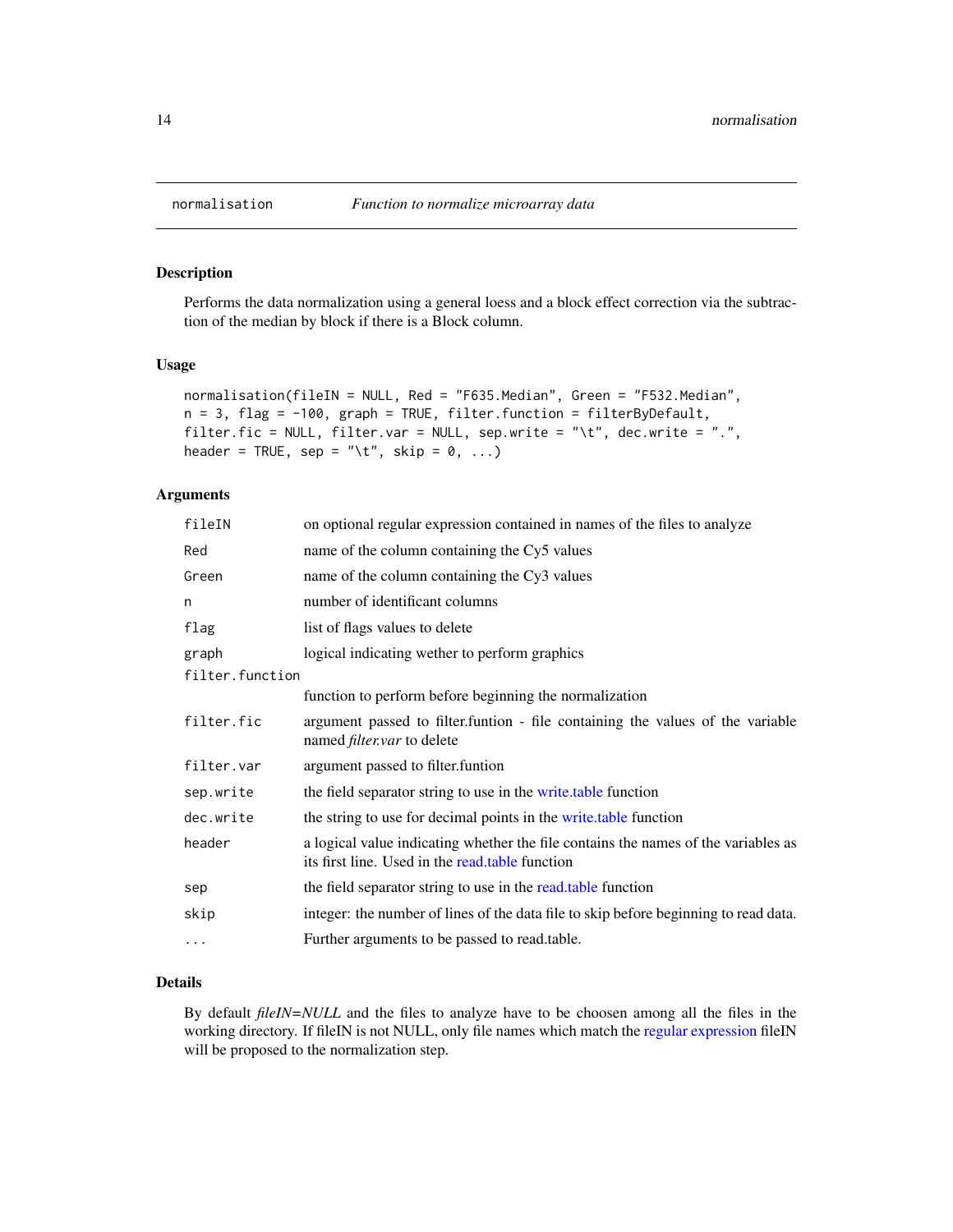## normalisation — *Function to normalize microarray data*

### Description

Performs the data normalization using a general loess and a block effect correction via the subtraction of the median by block if there is a Block column.

### Usage

```
normalisation(fileIN = NULL, Red = "F635.Median", Green = "F532.Median",
n = 3, flag = -100, graph = TRUE, filter.function = filterByDefault,
filter.fic = NULL, filter.var = NULL, sep.write = "\t", dec.write = ".",
header = TRUE, sep = "\t", skip = 0, ...)
```

### Arguments

| Argument | Description |
|---|---|
| `fileIN` | on optional regular expression contained in names of the files to analyze |
| `Red` | name of the column containing the Cy5 values |
| `Green` | name of the column containing the Cy3 values |
| `n` | number of identificant columns |
| `flag` | list of flags values to delete |
| `graph` | logical indicating wether to perform graphics |
| `filter.function` | function to perform before beginning the normalization |
| `filter.fic` | argument passed to filter.funtion - file containing the values of the variable named *filter.var* to delete |
| `filter.var` | argument passed to filter.funtion |
| `sep.write` | the field separator string to use in the write.table function |
| `dec.write` | the string to use for decimal points in the write.table function |
| `header` | a logical value indicating whether the file contains the names of the variables as its first line. Used in the read.table function |
| `sep` | the field separator string to use in the read.table function |
| `skip` | integer: the number of lines of the data file to skip before beginning to read data. |
| `...` | Further arguments to be passed to read.table. |

### Details

By default *fileIN=NULL* and the files to analyze have to be choosen among all the files in the working directory. If fileIN is not NULL, only file names which match the regular expression fileIN will be proposed to the normalization step.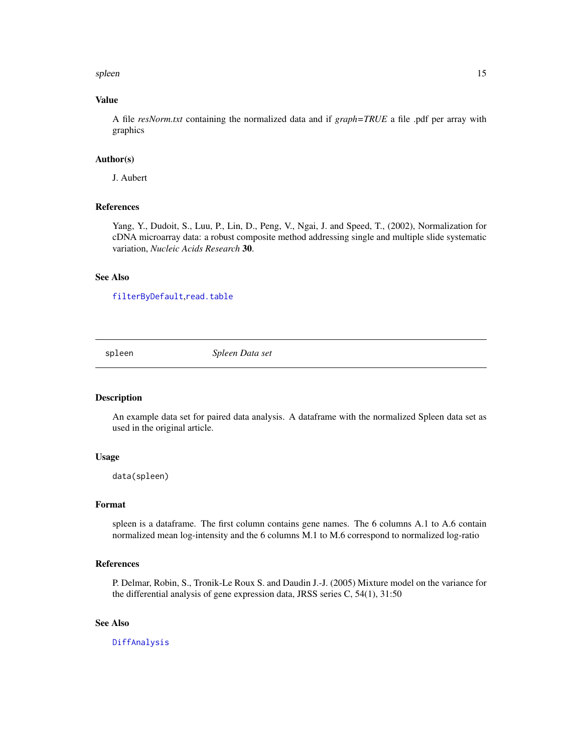### Value

A file *resNorm.txt* containing the normalized data and if *graph=TRUE* a file .pdf per array with graphics

### Author(s)

J. Aubert

### References

Yang, Y., Dudoit, S., Luu, P., Lin, D., Peng, V., Ngai, J. and Speed, T., (2002), Normalization for cDNA microarray data: a robust composite method addressing single and multiple slide systematic variation, *Nucleic Acids Research* **30**.

### See Also

`filterByDefault`,`read.table`

---

## spleen *Spleen Data set*

---

### Description

An example data set for paired data analysis. A dataframe with the normalized Spleen data set as used in the original article.

### Usage

```
data(spleen)
```

### Format

spleen is a dataframe. The first column contains gene names. The 6 columns A.1 to A.6 contain normalized mean log-intensity and the 6 columns M.1 to M.6 correspond to normalized log-ratio

### References

P. Delmar, Robin, S., Tronik-Le Roux S. and Daudin J.-J. (2005) Mixture model on the variance for the differential analysis of gene expression data, JRSS series C, 54(1), 31:50

### See Also

`DiffAnalysis`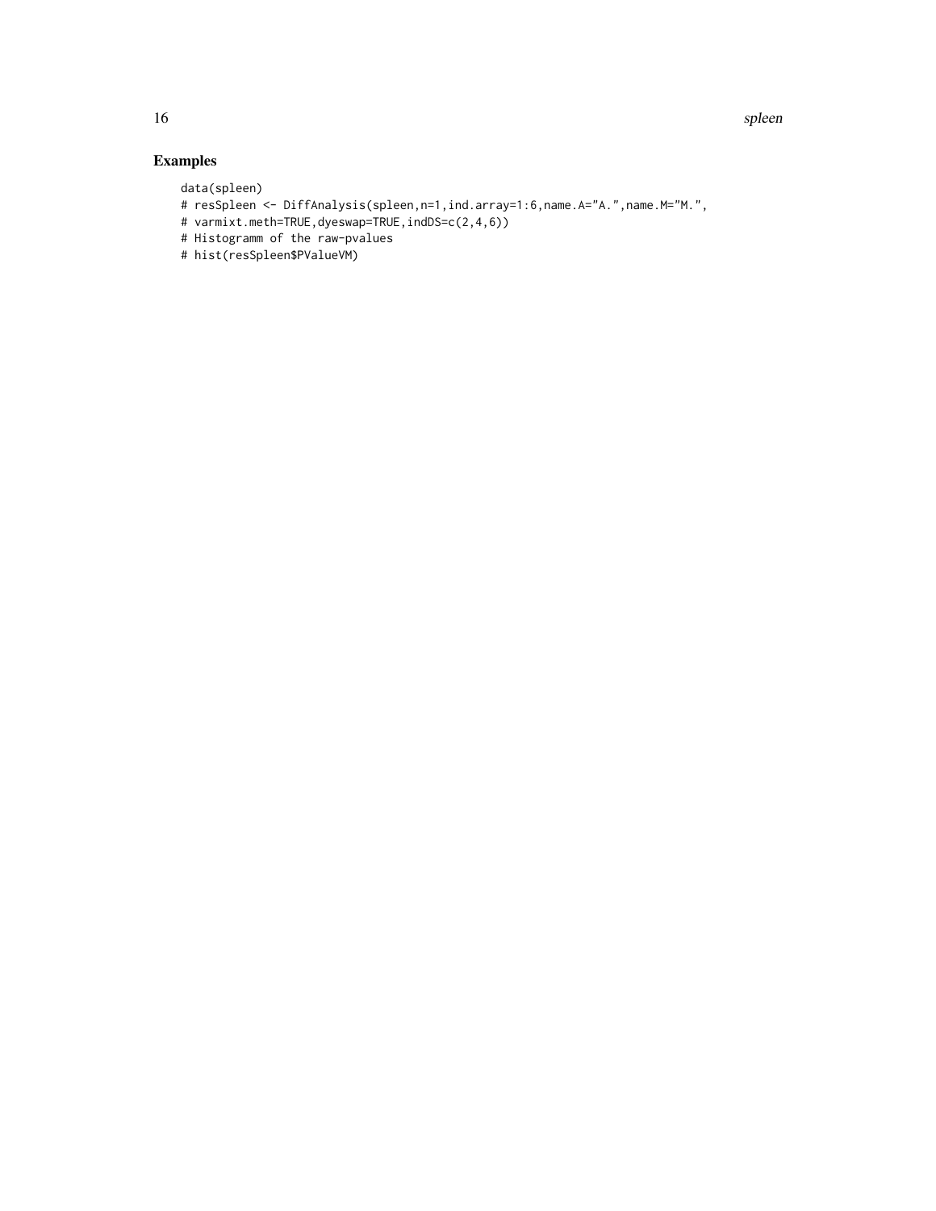## Examples

```
data(spleen)
# resSpleen <- DiffAnalysis(spleen,n=1,ind.array=1:6,name.A="A.",name.M="M.",
# varmixt.meth=TRUE,dyeswap=TRUE,indDS=c(2,4,6))
# Histogramm of the raw-pvalues
# hist(resSpleen$PValueVM)
```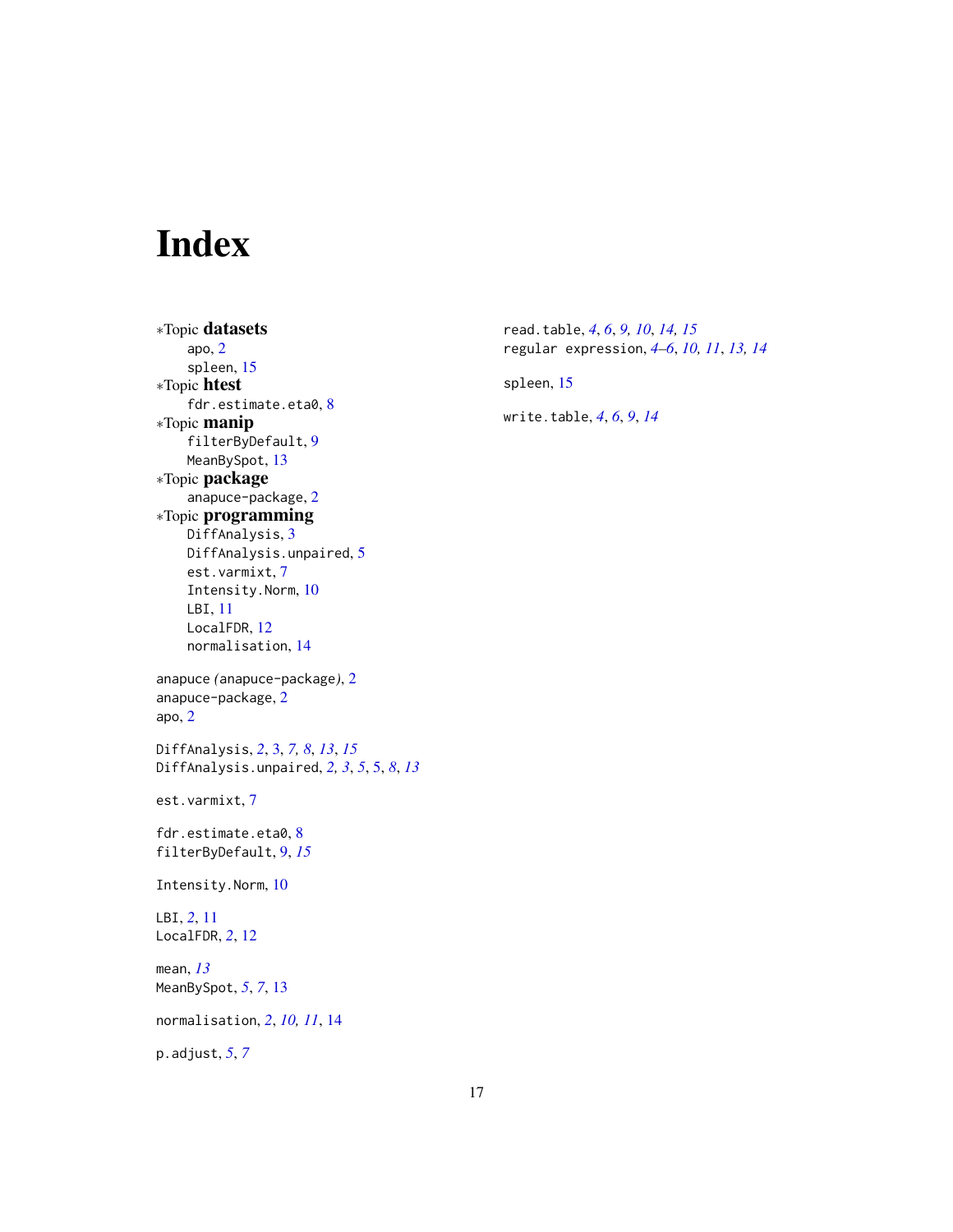# Index

*Topic **datasets**

apo, 2

spleen, 15

*Topic **htest**

fdr.estimate.eta0, 8

*Topic **manip**

filterByDefault, 9

MeanBySpot, 13

*Topic **package**

anapuce-package, 2

*Topic **programming**

DiffAnalysis, 3

DiffAnalysis.unpaired, 5

est.varmixt, 7

Intensity.Norm, 10

LBI, 11

LocalFDR, 12

normalisation, 14

anapuce *(*anapuce-package*)*, 2

anapuce-package, 2

apo, 2

DiffAnalysis, *2*, 3, *7, 8*, *13*, *15*

DiffAnalysis.unpaired, *2, 3*, *5*, 5, *8*, *13*

est.varmixt, 7

fdr.estimate.eta0, 8

filterByDefault, 9, *15*

Intensity.Norm, 10

LBI, *2*, 11

LocalFDR, *2*, 12

mean, *13*

MeanBySpot, *5*, *7*, 13

normalisation, *2*, *10, 11*, 14

p.adjust, *5*, *7*

read.table, *4*, *6*, *9, 10*, *14, 15*

regular expression, *4–6*, *10, 11*, *13, 14*

spleen, 15

write.table, *4*, *6*, *9*, *14*